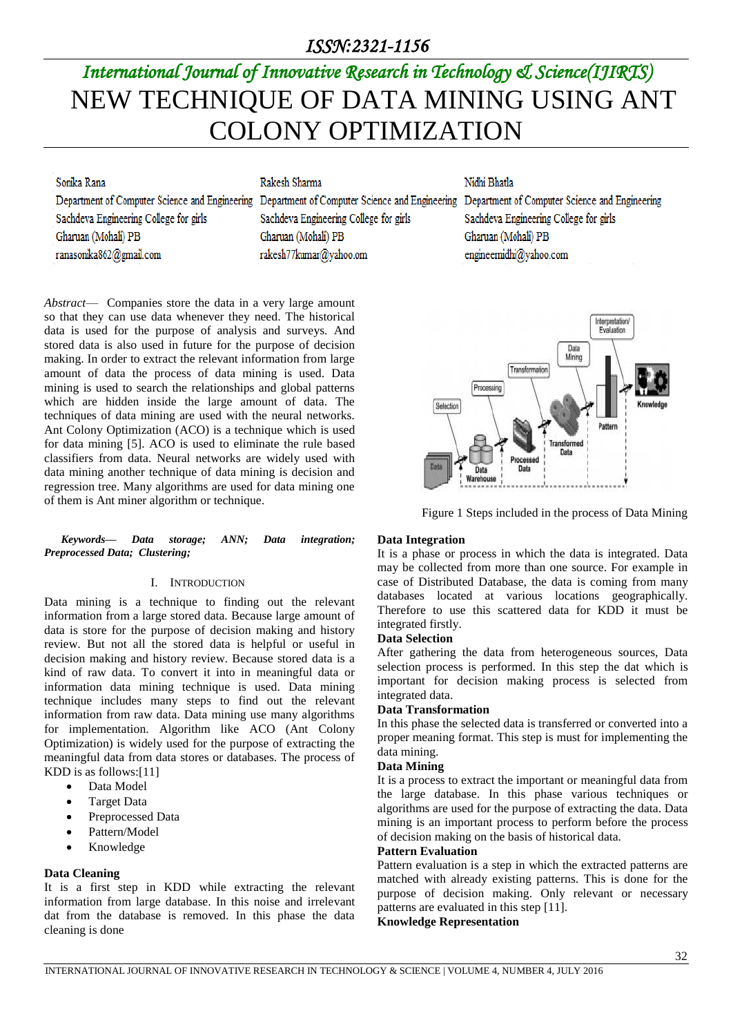# NEW TECHNIQUE OF DATA MINING USING ANT COLONY OPTIMIZATION

Sonika Rana
Department of Computer Science and Engineering
Sachdeva Engineering College for girls
Gharuan (Mohali) PB
ranasonika862@gmail.com

Rakesh Sharma
Department of Computer Science and Engineering
Sachdeva Engineering College for girls
Gharuan (Mohali) PB
rakesh77kumar@yahoo.om

Nidhi Bhatla
Department of Computer Science and Engineering
Sachdeva Engineering College for girls
Gharuan (Mohali) PB
engineernidhi@yahoo.com

*Abstract*— Companies store the data in a very large amount so that they can use data whenever they need. The historical data is used for the purpose of analysis and surveys. And stored data is also used in future for the purpose of decision making. In order to extract the relevant information from large amount of data the process of data mining is used. Data mining is used to search the relationships and global patterns which are hidden inside the large amount of data. The techniques of data mining are used with the neural networks. Ant Colony Optimization (ACO) is a technique which is used for data mining [5]. ACO is used to eliminate the rule based classifiers from data. Neural networks are widely used with data mining another technique of data mining is decision and regression tree. Many algorithms are used for data mining one of them is Ant miner algorithm or technique.

***Keywords— Data storage; ANN; Data integration; Preprocessed Data; Clustering;***

## I. Introduction

Data mining is a technique to finding out the relevant information from a large stored data. Because large amount of data is store for the purpose of decision making and history review. But not all the stored data is helpful or useful in decision making and history review. Because stored data is a kind of raw data. To convert it into in meaningful data or information data mining technique is used. Data mining technique includes many steps to find out the relevant information from raw data. Data mining use many algorithms for implementation. Algorithm like ACO (Ant Colony Optimization) is widely used for the purpose of extracting the meaningful data from data stores or databases. The process of KDD is as follows:[11]

- Data Model
- Target Data
- Preprocessed Data
- Pattern/Model
- Knowledge

**Data Cleaning**

It is a first step in KDD while extracting the relevant information from large database. In this noise and irrelevant dat from the database is removed. In this phase the data cleaning is done

Figure 1 Steps included in the process of Data Mining

**Data Integration**

It is a phase or process in which the data is integrated. Data may be collected from more than one source. For example in case of Distributed Database, the data is coming from many databases located at various locations geographically. Therefore to use this scattered data for KDD it must be integrated firstly.

**Data Selection**

After gathering the data from heterogeneous sources, Data selection process is performed. In this step the dat which is important for decision making process is selected from integrated data.

**Data Transformation**

In this phase the selected data is transferred or converted into a proper meaning format. This step is must for implementing the data mining.

**Data Mining**

It is a process to extract the important or meaningful data from the large database. In this phase various techniques or algorithms are used for the purpose of extracting the data. Data mining is an important process to perform before the process of decision making on the basis of historical data.

**Pattern Evaluation**

Pattern evaluation is a step in which the extracted patterns are matched with already existing patterns. This is done for the purpose of decision making. Only relevant or necessary patterns are evaluated in this step [11].

**Knowledge Representation**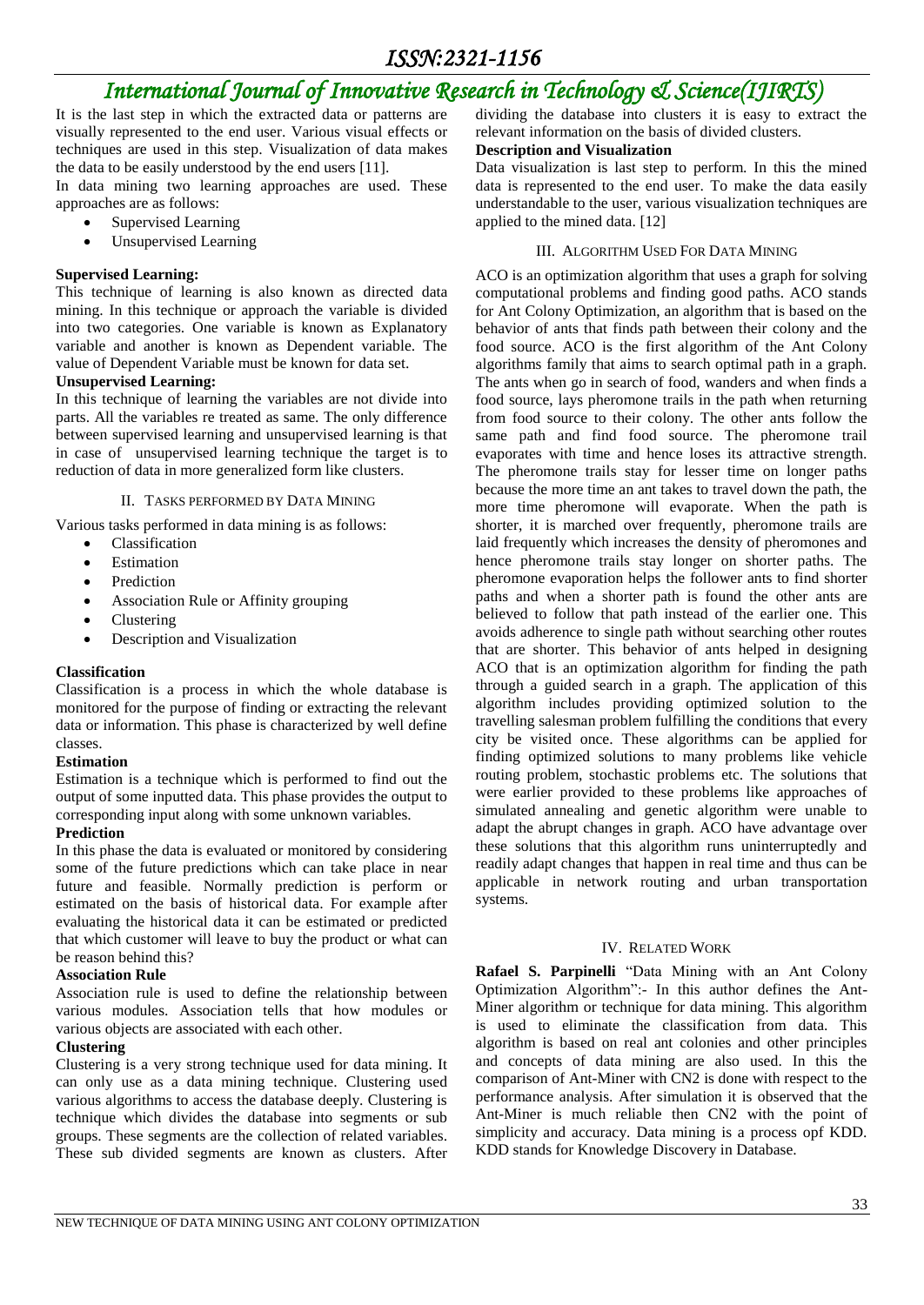It is the last step in which the extracted data or patterns are visually represented to the end user. Various visual effects or techniques are used in this step. Visualization of data makes the data to be easily understood by the end users [11].

In data mining two learning approaches are used. These approaches are as follows:

- Supervised Learning
- Unsupervised Learning

**Supervised Learning:**

This technique of learning is also known as directed data mining. In this technique or approach the variable is divided into two categories. One variable is known as Explanatory variable and another is known as Dependent variable. The value of Dependent Variable must be known for data set.

**Unsupervised Learning:**

In this technique of learning the variables are not divide into parts. All the variables re treated as same. The only difference between supervised learning and unsupervised learning is that in case of unsupervised learning technique the target is to reduction of data in more generalized form like clusters.

## II. Tasks Performed by Data Mining

Various tasks performed in data mining is as follows:

- Classification
- Estimation
- Prediction
- Association Rule or Affinity grouping
- Clustering
- Description and Visualization

**Classification**

Classification is a process in which the whole database is monitored for the purpose of finding or extracting the relevant data or information. This phase is characterized by well define classes.

**Estimation**

Estimation is a technique which is performed to find out the output of some inputted data. This phase provides the output to corresponding input along with some unknown variables.

**Prediction**

In this phase the data is evaluated or monitored by considering some of the future predictions which can take place in near future and feasible. Normally prediction is perform or estimated on the basis of historical data. For example after evaluating the historical data it can be estimated or predicted that which customer will leave to buy the product or what can be reason behind this?

**Association Rule**

Association rule is used to define the relationship between various modules. Association tells that how modules or various objects are associated with each other.

**Clustering**

Clustering is a very strong technique used for data mining. It can only use as a data mining technique. Clustering used various algorithms to access the database deeply. Clustering is technique which divides the database into segments or sub groups. These segments are the collection of related variables. These sub divided segments are known as clusters. After dividing the database into clusters it is easy to extract the relevant information on the basis of divided clusters.

**Description and Visualization**

Data visualization is last step to perform. In this the mined data is represented to the end user. To make the data easily understandable to the user, various visualization techniques are applied to the mined data. [12]

## III. Algorithm Used For Data Mining

ACO is an optimization algorithm that uses a graph for solving computational problems and finding good paths. ACO stands for Ant Colony Optimization, an algorithm that is based on the behavior of ants that finds path between their colony and the food source. ACO is the first algorithm of the Ant Colony algorithms family that aims to search optimal path in a graph. The ants when go in search of food, wanders and when finds a food source, lays pheromone trails in the path when returning from food source to their colony. The other ants follow the same path and find food source. The pheromone trail evaporates with time and hence loses its attractive strength. The pheromone trails stay for lesser time on longer paths because the more time an ant takes to travel down the path, the more time pheromone will evaporate. When the path is shorter, it is marched over frequently, pheromone trails are laid frequently which increases the density of pheromones and hence pheromone trails stay longer on shorter paths. The pheromone evaporation helps the follower ants to find shorter paths and when a shorter path is found the other ants are believed to follow that path instead of the earlier one. This avoids adherence to single path without searching other routes that are shorter. This behavior of ants helped in designing ACO that is an optimization algorithm for finding the path through a guided search in a graph. The application of this algorithm includes providing optimized solution to the travelling salesman problem fulfilling the conditions that every city be visited once. These algorithms can be applied for finding optimized solutions to many problems like vehicle routing problem, stochastic problems etc. The solutions that were earlier provided to these problems like approaches of simulated annealing and genetic algorithm were unable to adapt the abrupt changes in graph. ACO have advantage over these solutions that this algorithm runs uninterruptedly and readily adapt changes that happen in real time and thus can be applicable in network routing and urban transportation systems.

## IV. Related Work

**Rafael S. Parpinelli** "Data Mining with an Ant Colony Optimization Algorithm":- In this author defines the Ant-Miner algorithm or technique for data mining. This algorithm is used to eliminate the classification from data. This algorithm is based on real ant colonies and other principles and concepts of data mining are also used. In this the comparison of Ant-Miner with CN2 is done with respect to the performance analysis. After simulation it is observed that the Ant-Miner is much reliable then CN2 with the point of simplicity and accuracy. Data mining is a process opf KDD. KDD stands for Knowledge Discovery in Database.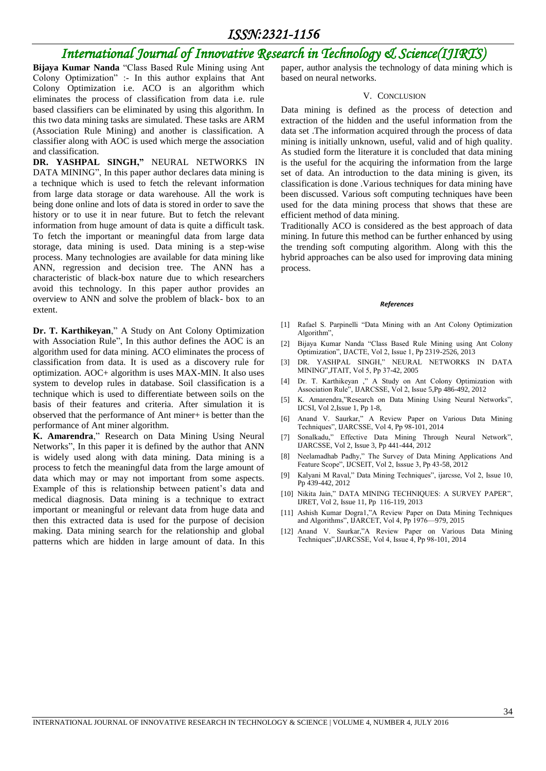**Bijaya Kumar Nanda** "Class Based Rule Mining using Ant Colony Optimization" :- In this author explains that Ant Colony Optimization i.e. ACO is an algorithm which eliminates the process of classification from data i.e. rule based classifiers can be eliminated by using this algorithm. In this two data mining tasks are simulated. These tasks are ARM (Association Rule Mining) and another is classification. A classifier along with AOC is used which merge the association and classification.

**DR. YASHPAL SINGH,"** NEURAL NETWORKS IN DATA MINING", In this paper author declares data mining is a technique which is used to fetch the relevant information from large data storage or data warehouse. All the work is being done online and lots of data is stored in order to save the history or to use it in near future. But to fetch the relevant information from huge amount of data is quite a difficult task. To fetch the important or meaningful data from large data storage, data mining is used. Data mining is a step-wise process. Many technologies are available for data mining like ANN, regression and decision tree. The ANN has a characteristic of black-box nature due to which researchers avoid this technology. In this paper author provides an overview to ANN and solve the problem of black- box to an extent.

**Dr. T. Karthikeyan**," A Study on Ant Colony Optimization with Association Rule", In this author defines the AOC is an algorithm used for data mining. ACO eliminates the process of classification from data. It is used as a discovery rule for optimization. AOC+ algorithm is uses MAX-MIN. It also uses system to develop rules in database. Soil classification is a technique which is used to differentiate between soils on the basis of their features and criteria. After simulation it is observed that the performance of Ant miner+ is better than the performance of Ant miner algorithm.

**K. Amarendra**," Research on Data Mining Using Neural Networks", In this paper it is defined by the author that ANN is widely used along with data mining. Data mining is a process to fetch the meaningful data from the large amount of data which may or may not important from some aspects. Example of this is relationship between patient's data and medical diagnosis. Data mining is a technique to extract important or meaningful or relevant data from huge data and then this extracted data is used for the purpose of decision making. Data mining search for the relationship and global patterns which are hidden in large amount of data. In this paper, author analysis the technology of data mining which is based on neural networks.

## V. Conclusion

Data mining is defined as the process of detection and extraction of the hidden and the useful information from the data set .The information acquired through the process of data mining is initially unknown, useful, valid and of high quality. As studied form the literature it is concluded that data mining is the useful for the acquiring the information from the large set of data. An introduction to the data mining is given, its classification is done .Various techniques for data mining have been discussed. Various soft computing techniques have been used for the data mining process that shows that these are efficient method of data mining.

Traditionally ACO is considered as the best approach of data mining. In future this method can be further enhanced by using the trending soft computing algorithm. Along with this the hybrid approaches can be also used for improving data mining process.

### *References*

[1] Rafael S. Parpinelli "Data Mining with an Ant Colony Optimization Algorithm",

[2] Bijaya Kumar Nanda "Class Based Rule Mining using Ant Colony Optimization", IJACTE, Vol 2, Issue 1, Pp 2319-2526, 2013

[3] DR. YASHPAL SINGH," NEURAL NETWORKS IN DATA MINING",JTAIT, Vol 5, Pp 37-42, 2005

[4] Dr. T. Karthikeyan ," A Study on Ant Colony Optimization with Association Rule", IJARCSSE, Vol 2, Issue 5,Pp 486-492, 2012

[5] K. Amarendra,"Research on Data Mining Using Neural Networks", IJCSI, Vol 2,Issue 1, Pp 1-8,

[6] Anand V. Saurkar," A Review Paper on Various Data Mining Techniques", IJARCSSE, Vol 4, Pp 98-101, 2014

[7] Sonalkadu," Effective Data Mining Through Neural Network", IJARCSSE, Vol 2, Issue 3, Pp 441-444, 2012

[8] Neelamadhab Padhy," The Survey of Data Mining Applications And Feature Scope", IJCSEIT, Vol 2, Isssue 3, Pp 43-58, 2012

[9] Kalyani M Raval," Data Mining Techniques", ijarcsse, Vol 2, Issue 10, Pp 439-442, 2012

[10] Nikita Jain," DATA MINING TECHNIQUES: A SURVEY PAPER", IJRET, Vol 2, Issue 11, Pp 116-119, 2013

[11] Ashish Kumar Dogra1,"A Review Paper on Data Mining Techniques and Algorithms", IJARCET, Vol 4, Pp 1976—979, 2015

[12] Anand V. Saurkar,"A Review Paper on Various Data Mining Techniques",IJARCSSE, Vol 4, Issue 4, Pp 98-101, 2014